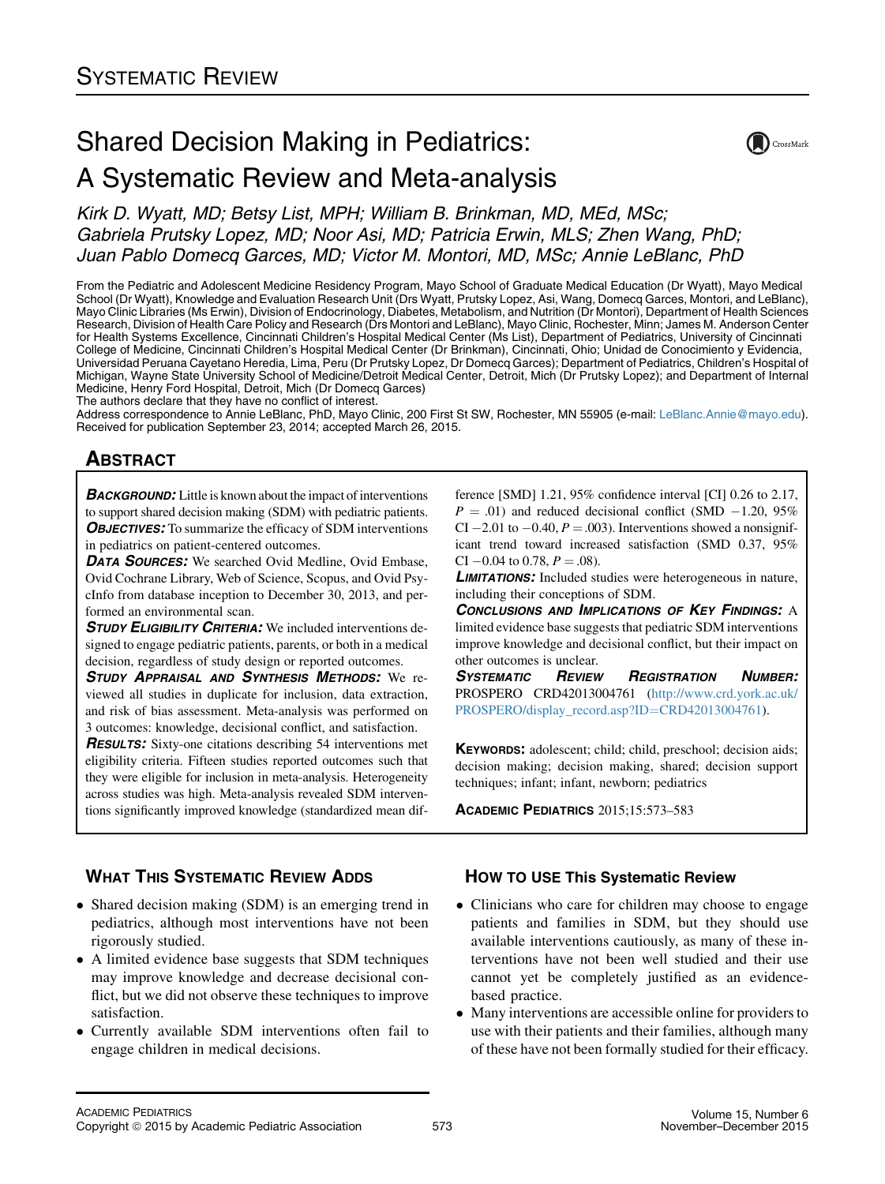SYSTEMATIC REVIEW

# Shared Decision Making in Pediatrics: A Systematic Review and Meta-analysis

*Kirk D. Wyatt, MD; Betsy List, MPH; William B. Brinkman, MD, MEd, MSc; Gabriela Prutsky Lopez, MD; Noor Asi, MD; Patricia Erwin, MLS; Zhen Wang, PhD; Juan Pablo Domecq Garces, MD; Victor M. Montori, MD, MSc; Annie LeBlanc, PhD*

From the Pediatric and Adolescent Medicine Residency Program, Mayo School of Graduate Medical Education (Dr Wyatt), Mayo Medical School (Dr Wyatt), Knowledge and Evaluation Research Unit (Drs Wyatt, Prutsky Lopez, Asi, Wang, Domecq Garces, Montori, and LeBlanc), Mayo Clinic Libraries (Ms Erwin), Division of Endocrinology, Diabetes, Metabolism, and Nutrition (Dr Montori), Department of Health Sciences Research, Division of Health Care Policy and Research (Drs Montori and LeBlanc), Mayo Clinic, Rochester, Minn; James M. Anderson Center for Health Systems Excellence, Cincinnati Children's Hospital Medical Center (Ms List), Department of Pediatrics, University of Cincinnati College of Medicine, Cincinnati Children's Hospital Medical Center (Dr Brinkman), Cincinnati, Ohio; Unidad de Conocimiento y Evidencia, Universidad Peruana Cayetano Heredia, Lima, Peru (Dr Prutsky Lopez, Dr Domecq Garces); Department of Pediatrics, Children's Hospital of Michigan, Wayne State University School of Medicine/Detroit Medical Center, Detroit, Mich (Dr Prutsky Lopez); and Department of Internal Medicine, Henry Ford Hospital, Detroit, Mich (Dr Domecq Garces)

The authors declare that they have no conflict of interest.

Address correspondence to Annie LeBlanc, PhD, Mayo Clinic, 200 First St SW, Rochester, MN 55905 (e-mail: LeBlanc.Annie@mayo.edu).

Received for publication September 23, 2014; accepted March 26, 2015.

## ABSTRACT

***BACKGROUND:*** Little is known about the impact of interventions to support shared decision making (SDM) with pediatric patients.

***OBJECTIVES:*** To summarize the efficacy of SDM interventions in pediatrics on patient-centered outcomes.

***DATA SOURCES:*** We searched Ovid Medline, Ovid Embase, Ovid Cochrane Library, Web of Science, Scopus, and Ovid PsycInfo from database inception to December 30, 2013, and performed an environmental scan.

***STUDY ELIGIBILITY CRITERIA:*** We included interventions designed to engage pediatric patients, parents, or both in a medical decision, regardless of study design or reported outcomes.

***STUDY APPRAISAL AND SYNTHESIS METHODS:*** We reviewed all studies in duplicate for inclusion, data extraction, and risk of bias assessment. Meta-analysis was performed on 3 outcomes: knowledge, decisional conflict, and satisfaction.

***RESULTS:*** Sixty-one citations describing 54 interventions met eligibility criteria. Fifteen studies reported outcomes such that they were eligible for inclusion in meta-analysis. Heterogeneity across studies was high. Meta-analysis revealed SDM interventions significantly improved knowledge (standardized mean difference [SMD] 1.21, 95% confidence interval [CI] 0.26 to 2.17, $P = .01$) and reduced decisional conflict (SMD −1.20, 95% CI −2.01 to −0.40, $P = .003$). Interventions showed a nonsignificant trend toward increased satisfaction (SMD 0.37, 95% CI −0.04 to 0.78, $P = .08$).

***LIMITATIONS:*** Included studies were heterogeneous in nature, including their conceptions of SDM.

***CONCLUSIONS AND IMPLICATIONS OF KEY FINDINGS:*** A limited evidence base suggests that pediatric SDM interventions improve knowledge and decisional conflict, but their impact on other outcomes is unclear.

***SYSTEMATIC REVIEW REGISTRATION NUMBER:*** PROSPERO CRD42013004761 (http://www.crd.york.ac.uk/PROSPERO/display_record.asp?ID=CRD42013004761).

**KEYWORDS:** adolescent; child; child, preschool; decision aids; decision making; decision making, shared; decision support techniques; infant; infant, newborn; pediatrics

**ACADEMIC PEDIATRICS** 2015;15:573–583

## WHAT THIS SYSTEMATIC REVIEW ADDS

- Shared decision making (SDM) is an emerging trend in pediatrics, although most interventions have not been rigorously studied.
- A limited evidence base suggests that SDM techniques may improve knowledge and decrease decisional conflict, but we did not observe these techniques to improve satisfaction.
- Currently available SDM interventions often fail to engage children in medical decisions.

## HOW TO USE This Systematic Review

- Clinicians who care for children may choose to engage patients and families in SDM, but they should use available interventions cautiously, as many of these interventions have not been well studied and their use cannot yet be completely justified as an evidence-based practice.
- Many interventions are accessible online for providers to use with their patients and their families, although many of these have not been formally studied for their efficacy.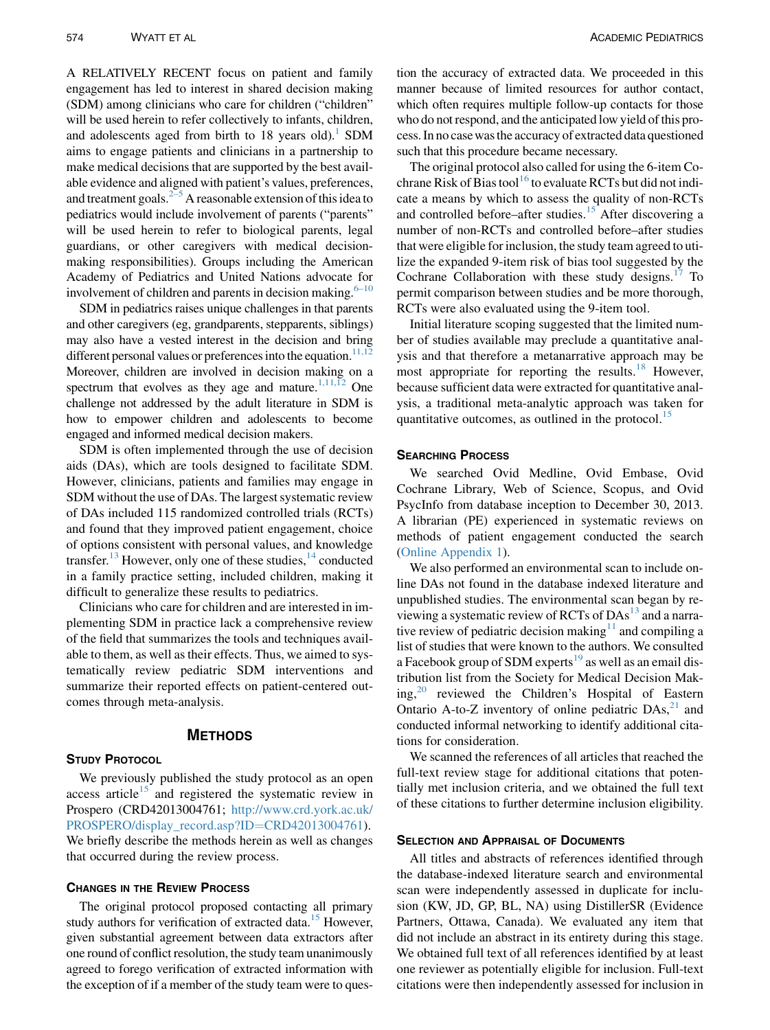A RELATIVELY RECENT focus on patient and family engagement has led to interest in shared decision making (SDM) among clinicians who care for children ("children" will be used herein to refer collectively to infants, children, and adolescents aged from birth to 18 years old).[1] SDM aims to engage patients and clinicians in a partnership to make medical decisions that are supported by the best available evidence and aligned with patient's values, preferences, and treatment goals.[2–5] A reasonable extension of this idea to pediatrics would include involvement of parents ("parents" will be used herein to refer to biological parents, legal guardians, or other caregivers with medical decision-making responsibilities). Groups including the American Academy of Pediatrics and United Nations advocate for involvement of children and parents in decision making.[6–10]

SDM in pediatrics raises unique challenges in that parents and other caregivers (eg, grandparents, stepparents, siblings) may also have a vested interest in the decision and bring different personal values or preferences into the equation.[11,12] Moreover, children are involved in decision making on a spectrum that evolves as they age and mature.[1,11,12] One challenge not addressed by the adult literature in SDM is how to empower children and adolescents to become engaged and informed medical decision makers.

SDM is often implemented through the use of decision aids (DAs), which are tools designed to facilitate SDM. However, clinicians, patients and families may engage in SDM without the use of DAs. The largest systematic review of DAs included 115 randomized controlled trials (RCTs) and found that they improved patient engagement, choice of options consistent with personal values, and knowledge transfer.[13] However, only one of these studies,[14] conducted in a family practice setting, included children, making it difficult to generalize these results to pediatrics.

Clinicians who care for children and are interested in implementing SDM in practice lack a comprehensive review of the field that summarizes the tools and techniques available to them, as well as their effects. Thus, we aimed to systematically review pediatric SDM interventions and summarize their reported effects on patient-centered outcomes through meta-analysis.

## Methods

### Study Protocol

We previously published the study protocol as an open access article[15] and registered the systematic review in Prospero (CRD42013004761; http://www.crd.york.ac.uk/PROSPERO/display_record.asp?ID=CRD42013004761). We briefly describe the methods herein as well as changes that occurred during the review process.

### Changes in the Review Process

The original protocol proposed contacting all primary study authors for verification of extracted data.[15] However, given substantial agreement between data extractors after one round of conflict resolution, the study team unanimously agreed to forego verification of extracted information with the exception of if a member of the study team were to question the accuracy of extracted data. We proceeded in this manner because of limited resources for author contact, which often requires multiple follow-up contacts for those who do not respond, and the anticipated low yield of this process. In no case was the accuracy of extracted data questioned such that this procedure became necessary.

The original protocol also called for using the 6-item Cochrane Risk of Bias tool[16] to evaluate RCTs but did not indicate a means by which to assess the quality of non-RCTs and controlled before–after studies.[15] After discovering a number of non-RCTs and controlled before–after studies that were eligible for inclusion, the study team agreed to utilize the expanded 9-item risk of bias tool suggested by the Cochrane Collaboration with these study designs.[17] To permit comparison between studies and be more thorough, RCTs were also evaluated using the 9-item tool.

Initial literature scoping suggested that the limited number of studies available may preclude a quantitative analysis and that therefore a metanarrative approach may be most appropriate for reporting the results.[18] However, because sufficient data were extracted for quantitative analysis, a traditional meta-analytic approach was taken for quantitative outcomes, as outlined in the protocol.[15]

### Searching Process

We searched Ovid Medline, Ovid Embase, Ovid Cochrane Library, Web of Science, Scopus, and Ovid PsycInfo from database inception to December 30, 2013. A librarian (PE) experienced in systematic reviews on methods of patient engagement conducted the search (Online Appendix 1).

We also performed an environmental scan to include online DAs not found in the database indexed literature and unpublished studies. The environmental scan began by reviewing a systematic review of RCTs of DAs[13] and a narrative review of pediatric decision making[11] and compiling a list of studies that were known to the authors. We consulted a Facebook group of SDM experts[19] as well as an email distribution list from the Society for Medical Decision Making,[20] reviewed the Children's Hospital of Eastern Ontario A-to-Z inventory of online pediatric DAs,[21] and conducted informal networking to identify additional citations for consideration.

We scanned the references of all articles that reached the full-text review stage for additional citations that potentially met inclusion criteria, and we obtained the full text of these citations to further determine inclusion eligibility.

### Selection and Appraisal of Documents

All titles and abstracts of references identified through the database-indexed literature search and environmental scan were independently assessed in duplicate for inclusion (KW, JD, GP, BL, NA) using DistillerSR (Evidence Partners, Ottawa, Canada). We evaluated any item that did not include an abstract in its entirety during this stage. We obtained full text of all references identified by at least one reviewer as potentially eligible for inclusion. Full-text citations were then independently assessed for inclusion in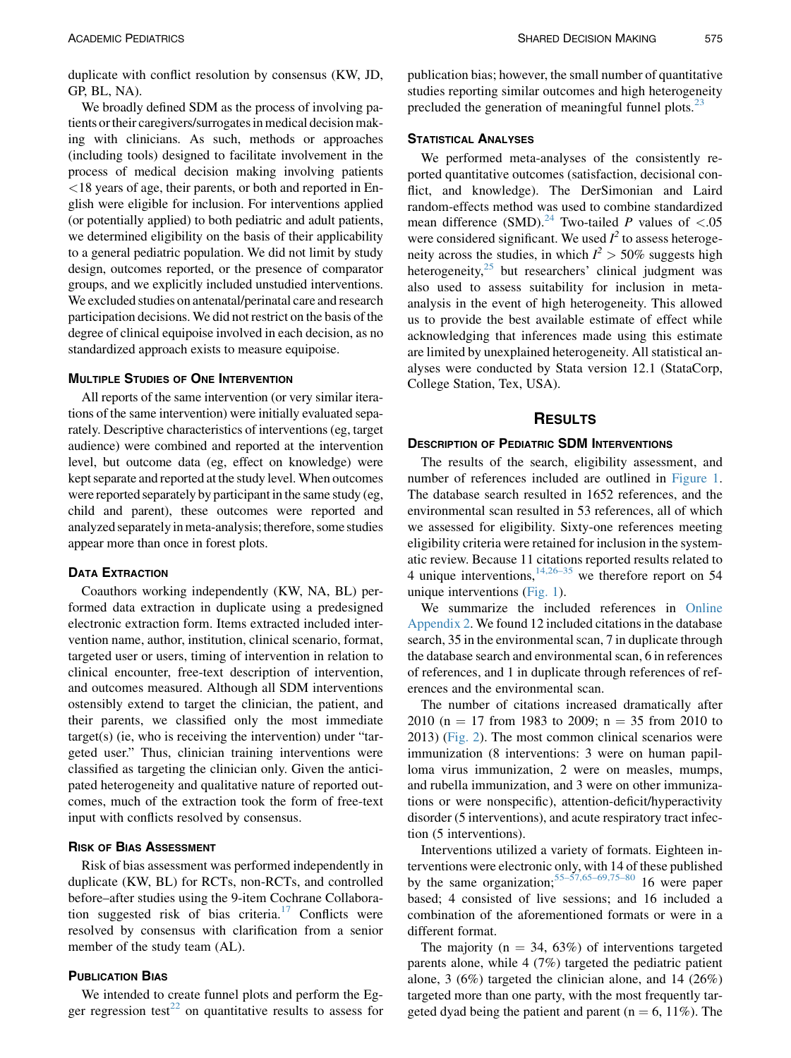duplicate with conflict resolution by consensus (KW, JD, GP, BL, NA).

We broadly defined SDM as the process of involving patients or their caregivers/surrogates in medical decision making with clinicians. As such, methods or approaches (including tools) designed to facilitate involvement in the process of medical decision making involving patients <18 years of age, their parents, or both and reported in English were eligible for inclusion. For interventions applied (or potentially applied) to both pediatric and adult patients, we determined eligibility on the basis of their applicability to a general pediatric population. We did not limit by study design, outcomes reported, or the presence of comparator groups, and we explicitly included unstudied interventions. We excluded studies on antenatal/perinatal care and research participation decisions. We did not restrict on the basis of the degree of clinical equipoise involved in each decision, as no standardized approach exists to measure equipoise.

### Multiple Studies of One Intervention

All reports of the same intervention (or very similar iterations of the same intervention) were initially evaluated separately. Descriptive characteristics of interventions (eg, target audience) were combined and reported at the intervention level, but outcome data (eg, effect on knowledge) were kept separate and reported at the study level. When outcomes were reported separately by participant in the same study (eg, child and parent), these outcomes were reported and analyzed separately in meta-analysis; therefore, some studies appear more than once in forest plots.

### Data Extraction

Coauthors working independently (KW, NA, BL) performed data extraction in duplicate using a predesigned electronic extraction form. Items extracted included intervention name, author, institution, clinical scenario, format, targeted user or users, timing of intervention in relation to clinical encounter, free-text description of intervention, and outcomes measured. Although all SDM interventions ostensibly extend to target the clinician, the patient, and their parents, we classified only the most immediate target(s) (ie, who is receiving the intervention) under "targeted user." Thus, clinician training interventions were classified as targeting the clinician only. Given the anticipated heterogeneity and qualitative nature of reported outcomes, much of the extraction took the form of free-text input with conflicts resolved by consensus.

### Risk of Bias Assessment

Risk of bias assessment was performed independently in duplicate (KW, BL) for RCTs, non-RCTs, and controlled before–after studies using the 9-item Cochrane Collaboration suggested risk of bias criteria.[17] Conflicts were resolved by consensus with clarification from a senior member of the study team (AL).

### Publication Bias

We intended to create funnel plots and perform the Egger regression test[22] on quantitative results to assess for publication bias; however, the small number of quantitative studies reporting similar outcomes and high heterogeneity precluded the generation of meaningful funnel plots.[23]

### Statistical Analyses

We performed meta-analyses of the consistently reported quantitative outcomes (satisfaction, decisional conflict, and knowledge). The DerSimonian and Laird random-effects method was used to combine standardized mean difference (SMD).[24] Two-tailed $P$ values of $<.05$ were considered significant. We used $I^2$ to assess heterogeneity across the studies, in which $I^2 > 50\%$ suggests high heterogeneity,[25] but researchers' clinical judgment was also used to assess suitability for inclusion in meta-analysis in the event of high heterogeneity. This allowed us to provide the best available estimate of effect while acknowledging that inferences made using this estimate are limited by unexplained heterogeneity. All statistical analyses were conducted by Stata version 12.1 (StataCorp, College Station, Tex, USA).

## Results

### Description of Pediatric SDM Interventions

The results of the search, eligibility assessment, and number of references included are outlined in Figure 1. The database search resulted in 1652 references, and the environmental scan resulted in 53 references, all of which we assessed for eligibility. Sixty-one references meeting eligibility criteria were retained for inclusion in the systematic review. Because 11 citations reported results related to 4 unique interventions,[14,26–35] we therefore report on 54 unique interventions (Fig. 1).

We summarize the included references in Online Appendix 2. We found 12 included citations in the database search, 35 in the environmental scan, 7 in duplicate through the database search and environmental scan, 6 in references of references, and 1 in duplicate through references of references and the environmental scan.

The number of citations increased dramatically after 2010 (n = 17 from 1983 to 2009; n = 35 from 2010 to 2013) (Fig. 2). The most common clinical scenarios were immunization (8 interventions: 3 were on human papilloma virus immunization, 2 were on measles, mumps, and rubella immunization, and 3 were on other immunizations or were nonspecific), attention-deficit/hyperactivity disorder (5 interventions), and acute respiratory tract infection (5 interventions).

Interventions utilized a variety of formats. Eighteen interventions were electronic only, with 14 of these published by the same organization;[55–57,65–69,75–80] 16 were paper based; 4 consisted of live sessions; and 16 included a combination of the aforementioned formats or were in a different format.

The majority (n = 34, 63%) of interventions targeted parents alone, while 4 (7%) targeted the pediatric patient alone, 3 (6%) targeted the clinician alone, and 14 (26%) targeted more than one party, with the most frequently targeted dyad being the patient and parent (n = 6, 11%). The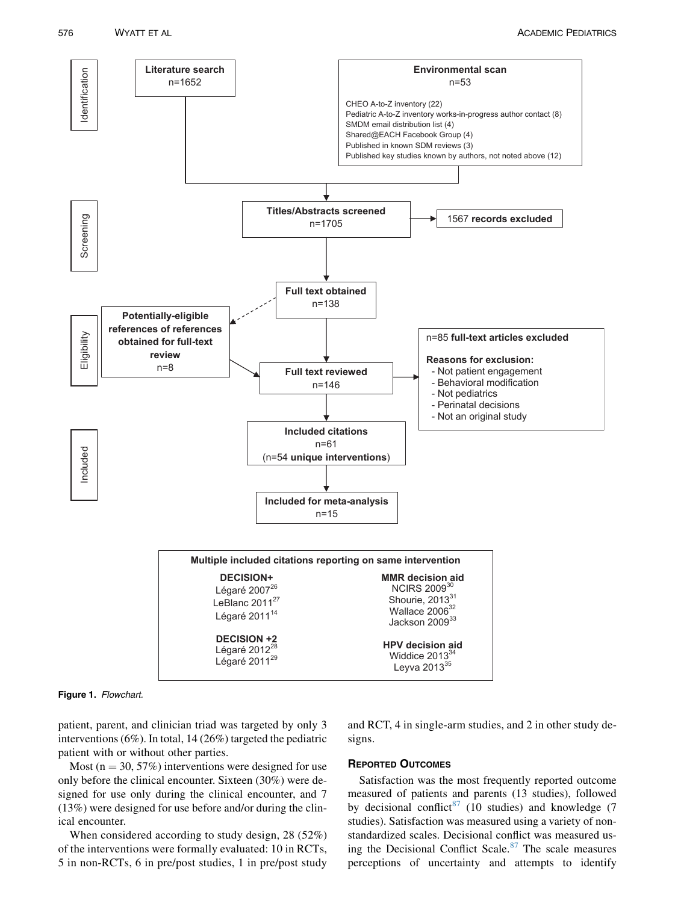**Identification**

**Literature search**
n=1652

**Environmental scan**
n=53

CHEO A-to-Z inventory (22)
Pediatric A-to-Z inventory works-in-progress author contact (8)
SMDM email distribution list (4)
Shared@EACH Facebook Group (4)
Published in known SDM reviews (3)
Published key studies known by authors, not noted above (12)

**Screening**

**Titles/Abstracts screened**
n=1705

1567 **records excluded**

**Eligibility**

**Full text obtained**
n=138

**Potentially-eligible references of references obtained for full-text review**
n=8

**Full text reviewed**
n=146

n=85 **full-text articles excluded**

**Reasons for exclusion:**
- Not patient engagement
- Behavioral modification
- Not pediatrics
- Perinatal decisions
- Not an original study

**Included**

**Included citations**
n=61
(n=54 **unique interventions**)

**Included for meta-analysis**
n=15

**Multiple included citations reporting on same intervention**

**DECISION+**
Légaré 2007[26]
LeBlanc 2011[27]
Légaré 2011[14]

**DECISION +2**
Légaré 2012[28]
Légaré 2011[29]

**MMR decision aid**
NCIRS 2009[30]
Shourie, 2013[31]
Wallace 2006[32]
Jackson 2009[33]

**HPV decision aid**
Widdice 2013[34]
Leyva 2013[35]

**Figure 1.** *Flowchart.*

patient, parent, and clinician triad was targeted by only 3 interventions (6%). In total, 14 (26%) targeted the pediatric patient with or without other parties.

Most (n = 30, 57%) interventions were designed for use only before the clinical encounter. Sixteen (30%) were designed for use only during the clinical encounter, and 7 (13%) were designed for use before and/or during the clinical encounter.

When considered according to study design, 28 (52%) of the interventions were formally evaluated: 10 in RCTs, 5 in non-RCTs, 6 in pre/post studies, 1 in pre/post study and RCT, 4 in single-arm studies, and 2 in other study designs.

## Reported Outcomes

Satisfaction was the most frequently reported outcome measured of patients and parents (13 studies), followed by decisional conflict[87] (10 studies) and knowledge (7 studies). Satisfaction was measured using a variety of nonstandardized scales. Decisional conflict was measured using the Decisional Conflict Scale.[87] The scale measures perceptions of uncertainty and attempts to identify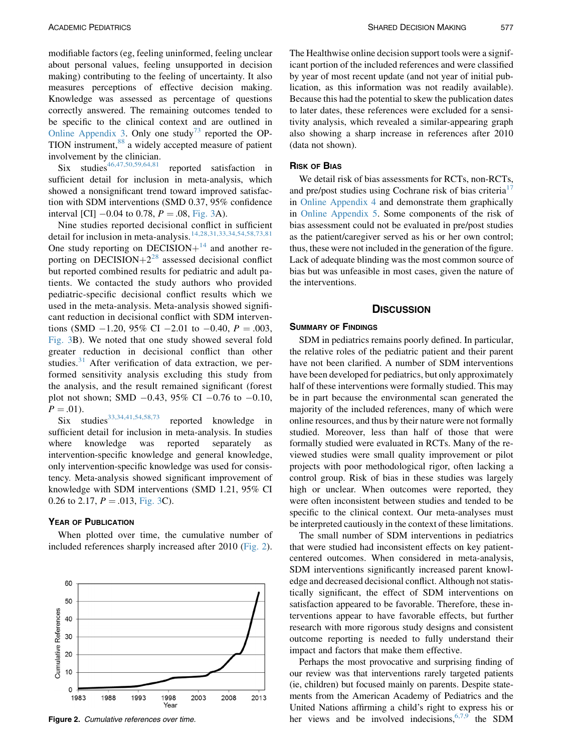modifiable factors (eg, feeling uninformed, feeling unclear about personal values, feeling unsupported in decision making) contributing to the feeling of uncertainty. It also measures perceptions of effective decision making. Knowledge was assessed as percentage of questions correctly answered. The remaining outcomes tended to be specific to the clinical context and are outlined in Online Appendix 3. Only one study[73] reported the OPTION instrument,[88] a widely accepted measure of patient involvement by the clinician.

Six studies[46,47,50,59,64,81] reported satisfaction in sufficient detail for inclusion in meta-analysis, which showed a nonsignificant trend toward improved satisfaction with SDM interventions (SMD 0.37, 95% confidence interval [CI] −0.04 to 0.78, $P = .08$, Fig. 3A).

Nine studies reported decisional conflict in sufficient detail for inclusion in meta-analysis.[14,28,31,33,34,54,58,73,81] One study reporting on DECISION+[14] and another reporting on DECISION+2[28] assessed decisional conflict but reported combined results for pediatric and adult patients. We contacted the study authors who provided pediatric-specific decisional conflict results which we used in the meta-analysis. Meta-analysis showed significant reduction in decisional conflict with SDM interventions (SMD −1.20, 95% CI −2.01 to −0.40, $P = .003$, Fig. 3B). We noted that one study showed several fold greater reduction in decisional conflict than other studies.[31] After verification of data extraction, we performed sensitivity analysis excluding this study from the analysis, and the result remained significant (forest plot not shown; SMD −0.43, 95% CI −0.76 to −0.10, $P = .01$).

Six studies[33,34,41,54,58,73] reported knowledge in sufficient detail for inclusion in meta-analysis. In studies where knowledge was reported separately as intervention-specific knowledge and general knowledge, only intervention-specific knowledge was used for consistency. Meta-analysis showed significant improvement of knowledge with SDM interventions (SMD 1.21, 95% CI 0.26 to 2.17, $P = .013$, Fig. 3C).

### Year of Publication

When plotted over time, the cumulative number of included references sharply increased after 2010 (Fig. 2).

**Figure 2.** *Cumulative references over time.*

The Healthwise online decision support tools were a significant portion of the included references and were classified by year of most recent update (and not year of initial publication, as this information was not readily available). Because this had the potential to skew the publication dates to later dates, these references were excluded for a sensitivity analysis, which revealed a similar-appearing graph also showing a sharp increase in references after 2010 (data not shown).

### Risk of Bias

We detail risk of bias assessments for RCTs, non-RCTs, and pre/post studies using Cochrane risk of bias criteria[17] in Online Appendix 4 and demonstrate them graphically in Online Appendix 5. Some components of the risk of bias assessment could not be evaluated in pre/post studies as the patient/caregiver served as his or her own control; thus, these were not included in the generation of the figure. Lack of adequate blinding was the most common source of bias but was unfeasible in most cases, given the nature of the interventions.

## Discussion

### Summary of Findings

SDM in pediatrics remains poorly defined. In particular, the relative roles of the pediatric patient and their parent have not been clarified. A number of SDM interventions have been developed for pediatrics, but only approximately half of these interventions were formally studied. This may be in part because the environmental scan generated the majority of the included references, many of which were online resources, and thus by their nature were not formally studied. Moreover, less than half of those that were formally studied were evaluated in RCTs. Many of the reviewed studies were small quality improvement or pilot projects with poor methodological rigor, often lacking a control group. Risk of bias in these studies was largely high or unclear. When outcomes were reported, they were often inconsistent between studies and tended to be specific to the clinical context. Our meta-analyses must be interpreted cautiously in the context of these limitations.

The small number of SDM interventions in pediatrics that were studied had inconsistent effects on key patient-centered outcomes. When considered in meta-analysis, SDM interventions significantly increased parent knowledge and decreased decisional conflict. Although not statistically significant, the effect of SDM interventions on satisfaction appeared to be favorable. Therefore, these interventions appear to have favorable effects, but further research with more rigorous study designs and consistent outcome reporting is needed to fully understand their impact and factors that make them effective.

Perhaps the most provocative and surprising finding of our review was that interventions rarely targeted patients (ie, children) but focused mainly on parents. Despite statements from the American Academy of Pediatrics and the United Nations affirming a child's right to express his or her views and be involved indecisions,[6,7,9] the SDM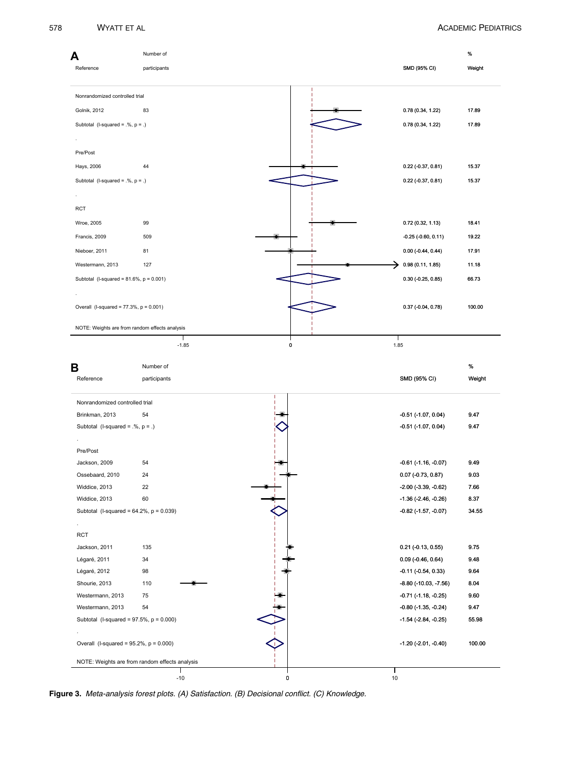**A**

| Reference | Number of participants | SMD (95% CI) | % Weight |
|---|---|---|---|
| Nonrandomized controlled trial | | | |
| Golnik, 2012 | 83 | 0.78 (0.34, 1.22) | 17.89 |
| Subtotal (I-squared = .%, p = .) | | 0.78 (0.34, 1.22) | 17.89 |
| Pre/Post | | | |
| Hays, 2006 | 44 | 0.22 (-0.37, 0.81) | 15.37 |
| Subtotal (I-squared = .%, p = .) | | 0.22 (-0.37, 0.81) | 15.37 |
| RCT | | | |
| Wroe, 2005 | 99 | 0.72 (0.32, 1.13) | 18.41 |
| Francis, 2009 | 509 | -0.25 (-0.60, 0.11) | 19.22 |
| Nieboer, 2011 | 81 | 0.00 (-0.44, 0.44) | 17.91 |
| Westermann, 2013 | 127 | 0.98 (0.11, 1.85) | 11.18 |
| Subtotal (I-squared = 81.6%, p = 0.001) | | 0.30 (-0.25, 0.85) | 66.73 |
| Overall (I-squared = 77.3%, p = 0.001) | | 0.37 (-0.04, 0.78) | 100.00 |

NOTE: Weights are from random effects analysis

**B**

| Reference | Number of participants | SMD (95% CI) | % Weight |
|---|---|---|---|
| Nonrandomized controlled trial | | | |
| Brinkman, 2013 | 54 | -0.51 (-1.07, 0.04) | 9.47 |
| Subtotal (I-squared = .%, p = .) | | -0.51 (-1.07, 0.04) | 9.47 |
| Pre/Post | | | |
| Jackson, 2009 | 54 | -0.61 (-1.16, -0.07) | 9.49 |
| Ossebaard, 2010 | 24 | 0.07 (-0.73, 0.87) | 9.03 |
| Widdice, 2013 | 22 | -2.00 (-3.39, -0.62) | 7.66 |
| Widdice, 2013 | 60 | -1.36 (-2.46, -0.26) | 8.37 |
| Subtotal (I-squared = 64.2%, p = 0.039) | | -0.82 (-1.57, -0.07) | 34.55 |
| RCT | | | |
| Jackson, 2011 | 135 | 0.21 (-0.13, 0.55) | 9.75 |
| Légaré, 2011 | 34 | 0.09 (-0.46, 0.64) | 9.48 |
| Légaré, 2012 | 98 | -0.11 (-0.54, 0.33) | 9.64 |
| Shourie, 2013 | 110 | -8.80 (-10.03, -7.56) | 8.04 |
| Westermann, 2013 | 75 | -0.71 (-1.18, -0.25) | 9.60 |
| Westermann, 2013 | 54 | -0.80 (-1.35, -0.24) | 9.47 |
| Subtotal (I-squared = 97.5%, p = 0.000) | | -1.54 (-2.84, -0.25) | 55.98 |
| Overall (I-squared = 95.2%, p = 0.000) | | -1.20 (-2.01, -0.40) | 100.00 |

NOTE: Weights are from random effects analysis

**Figure 3.** *Meta-analysis forest plots. (A) Satisfaction. (B) Decisional conflict. (C) Knowledge.*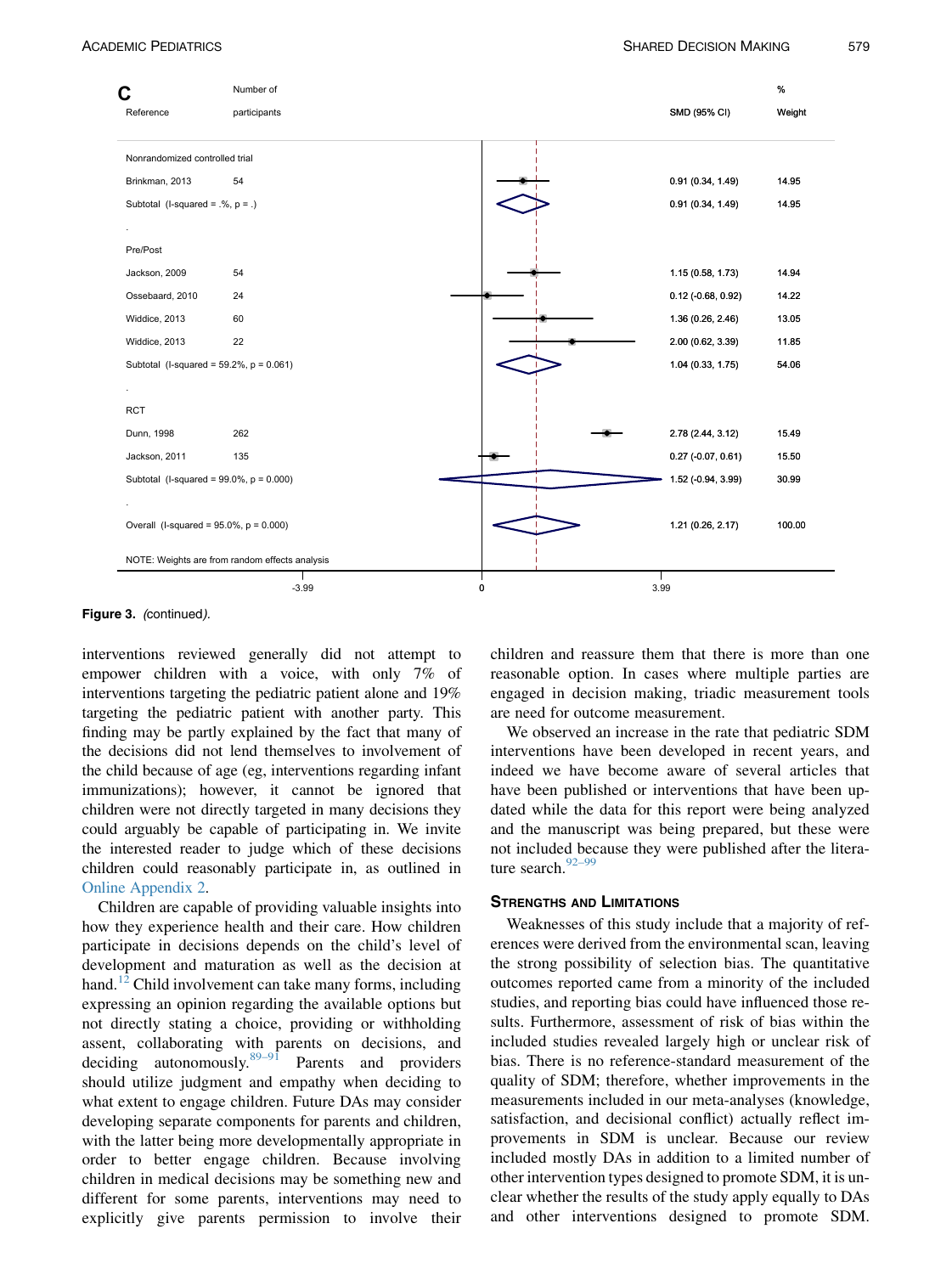| Reference | Number of participants | SMD (95% CI) | % Weight |
|---|---|---|---|
| **Nonrandomized controlled trial** | | | |
| Brinkman, 2013 | 54 | 0.91 (0.34, 1.49) | 14.95 |
| Subtotal (I-squared = .%, p = .) | | 0.91 (0.34, 1.49) | 14.95 |
| **Pre/Post** | | | |
| Jackson, 2009 | 54 | 1.15 (0.58, 1.73) | 14.94 |
| Ossebaard, 2010 | 24 | 0.12 (-0.68, 0.92) | 14.22 |
| Widdice, 2013 | 60 | 1.36 (0.26, 2.46) | 13.05 |
| Widdice, 2013 | 22 | 2.00 (0.62, 3.39) | 11.85 |
| Subtotal (I-squared = 59.2%, p = 0.061) | | 1.04 (0.33, 1.75) | 54.06 |
| **RCT** | | | |
| Dunn, 1998 | 262 | 2.78 (2.44, 3.12) | 15.49 |
| Jackson, 2011 | 135 | 0.27 (-0.07, 0.61) | 15.50 |
| Subtotal (I-squared = 99.0%, p = 0.000) | | 1.52 (-0.94, 3.99) | 30.99 |
| Overall (I-squared = 95.0%, p = 0.000) | | 1.21 (0.26, 2.17) | 100.00 |

NOTE: Weights are from random effects analysis

**Figure 3.** *(continued).*

interventions reviewed generally did not attempt to empower children with a voice, with only 7% of interventions targeting the pediatric patient alone and 19% targeting the pediatric patient with another party. This finding may be partly explained by the fact that many of the decisions did not lend themselves to involvement of the child because of age (eg, interventions regarding infant immunizations); however, it cannot be ignored that children were not directly targeted in many decisions they could arguably be capable of participating in. We invite the interested reader to judge which of these decisions children could reasonably participate in, as outlined in Online Appendix 2.

Children are capable of providing valuable insights into how they experience health and their care. How children participate in decisions depends on the child's level of development and maturation as well as the decision at hand.[12] Child involvement can take many forms, including expressing an opinion regarding the available options but not directly stating a choice, providing or withholding assent, collaborating with parents on decisions, and deciding autonomously.[89–91] Parents and providers should utilize judgment and empathy when deciding to what extent to engage children. Future DAs may consider developing separate components for parents and children, with the latter being more developmentally appropriate in order to better engage children. Because involving children in medical decisions may be something new and different for some parents, interventions may need to explicitly give parents permission to involve their children and reassure them that there is more than one reasonable option. In cases where multiple parties are engaged in decision making, triadic measurement tools are need for outcome measurement.

We observed an increase in the rate that pediatric SDM interventions have been developed in recent years, and indeed we have become aware of several articles that have been published or interventions that have been updated while the data for this report were being analyzed and the manuscript was being prepared, but these were not included because they were published after the literature search.[92–99]

## Strengths and Limitations

Weaknesses of this study include that a majority of references were derived from the environmental scan, leaving the strong possibility of selection bias. The quantitative outcomes reported came from a minority of the included studies, and reporting bias could have influenced those results. Furthermore, assessment of risk of bias within the included studies revealed largely high or unclear risk of bias. There is no reference-standard measurement of the quality of SDM; therefore, whether improvements in the measurements included in our meta-analyses (knowledge, satisfaction, and decisional conflict) actually reflect improvements in SDM is unclear. Because our review included mostly DAs in addition to a limited number of other intervention types designed to promote SDM, it is unclear whether the results of the study apply equally to DAs and other interventions designed to promote SDM.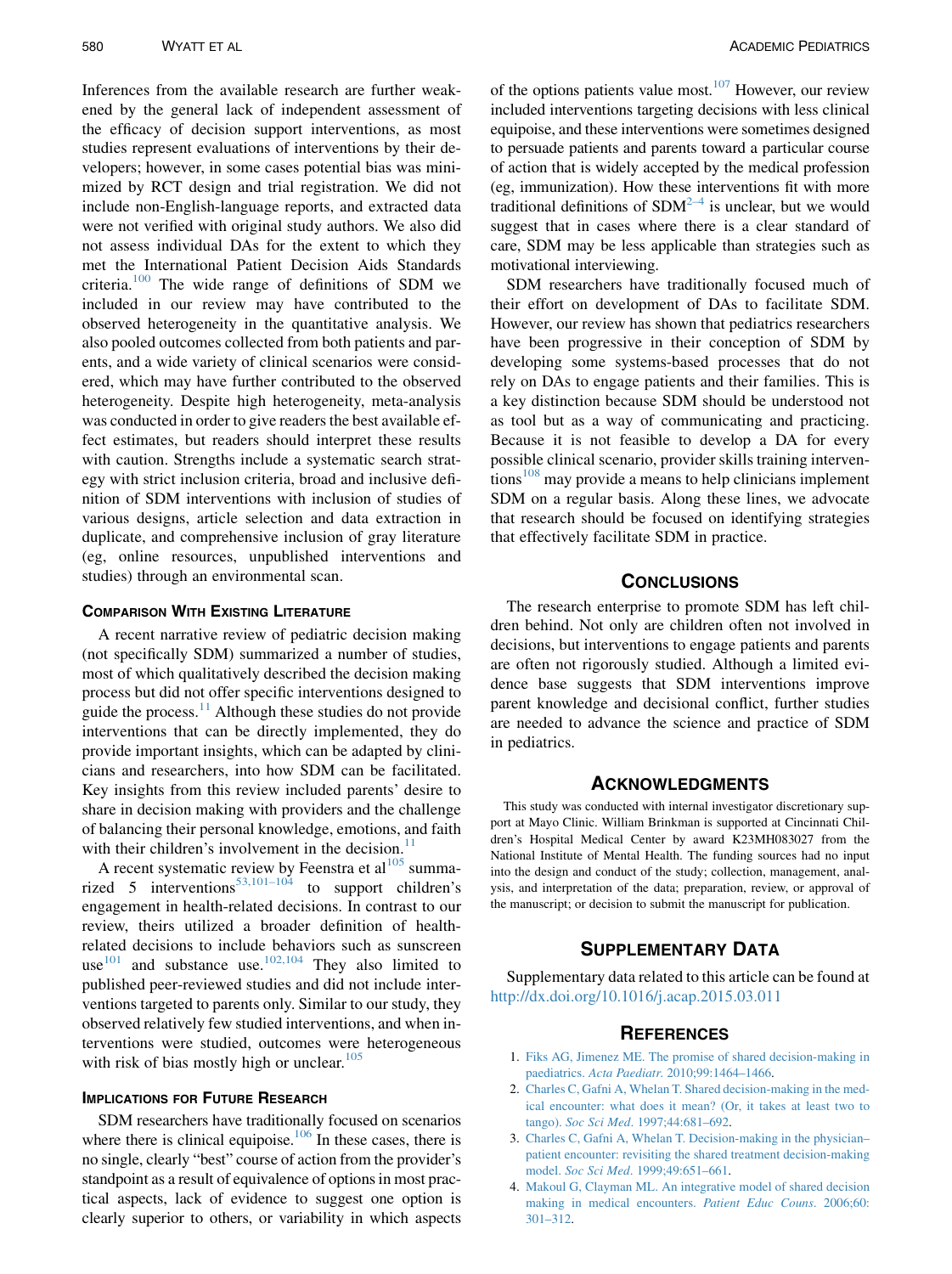Inferences from the available research are further weakened by the general lack of independent assessment of the efficacy of decision support interventions, as most studies represent evaluations of interventions by their developers; however, in some cases potential bias was minimized by RCT design and trial registration. We did not include non-English-language reports, and extracted data were not verified with original study authors. We also did not assess individual DAs for the extent to which they met the International Patient Decision Aids Standards criteria.[100] The wide range of definitions of SDM we included in our review may have contributed to the observed heterogeneity in the quantitative analysis. We also pooled outcomes collected from both patients and parents, and a wide variety of clinical scenarios were considered, which may have further contributed to the observed heterogeneity. Despite high heterogeneity, meta-analysis was conducted in order to give readers the best available effect estimates, but readers should interpret these results with caution. Strengths include a systematic search strategy with strict inclusion criteria, broad and inclusive definition of SDM interventions with inclusion of studies of various designs, article selection and data extraction in duplicate, and comprehensive inclusion of gray literature (eg, online resources, unpublished interventions and studies) through an environmental scan.

### Comparison With Existing Literature

A recent narrative review of pediatric decision making (not specifically SDM) summarized a number of studies, most of which qualitatively described the decision making process but did not offer specific interventions designed to guide the process.[11] Although these studies do not provide interventions that can be directly implemented, they do provide important insights, which can be adapted by clinicians and researchers, into how SDM can be facilitated. Key insights from this review included parents' desire to share in decision making with providers and the challenge of balancing their personal knowledge, emotions, and faith with their children's involvement in the decision.[11]

A recent systematic review by Feenstra et al[105] summarized 5 interventions[53,101–104] to support children's engagement in health-related decisions. In contrast to our review, theirs utilized a broader definition of health-related decisions to include behaviors such as sunscreen use[101] and substance use.[102,104] They also limited to published peer-reviewed studies and did not include interventions targeted to parents only. Similar to our study, they observed relatively few studied interventions, and when interventions were studied, outcomes were heterogeneous with risk of bias mostly high or unclear.[105]

### Implications for Future Research

SDM researchers have traditionally focused on scenarios where there is clinical equipoise.[106] In these cases, there is no single, clearly "best" course of action from the provider's standpoint as a result of equivalence of options in most practical aspects, lack of evidence to suggest one option is clearly superior to others, or variability in which aspects of the options patients value most.[107] However, our review included interventions targeting decisions with less clinical equipoise, and these interventions were sometimes designed to persuade patients and parents toward a particular course of action that is widely accepted by the medical profession (eg, immunization). How these interventions fit with more traditional definitions of SDM[2–4] is unclear, but we would suggest that in cases where there is a clear standard of care, SDM may be less applicable than strategies such as motivational interviewing.

SDM researchers have traditionally focused much of their effort on development of DAs to facilitate SDM. However, our review has shown that pediatrics researchers have been progressive in their conception of SDM by developing some systems-based processes that do not rely on DAs to engage patients and their families. This is a key distinction because SDM should be understood not as tool but as a way of communicating and practicing. Because it is not feasible to develop a DA for every possible clinical scenario, provider skills training interventions[108] may provide a means to help clinicians implement SDM on a regular basis. Along these lines, we advocate that research should be focused on identifying strategies that effectively facilitate SDM in practice.

## Conclusions

The research enterprise to promote SDM has left children behind. Not only are children often not involved in decisions, but interventions to engage patients and parents are often not rigorously studied. Although a limited evidence base suggests that SDM interventions improve parent knowledge and decisional conflict, further studies are needed to advance the science and practice of SDM in pediatrics.

## Acknowledgments

This study was conducted with internal investigator discretionary support at Mayo Clinic. William Brinkman is supported at Cincinnati Children's Hospital Medical Center by award K23MH083027 from the National Institute of Mental Health. The funding sources had no input into the design and conduct of the study; collection, management, analysis, and interpretation of the data; preparation, review, or approval of the manuscript; or decision to submit the manuscript for publication.

## Supplementary Data

Supplementary data related to this article can be found at http://dx.doi.org/10.1016/j.acap.2015.03.011

## References

1. Fiks AG, Jimenez ME. The promise of shared decision-making in paediatrics. *Acta Paediatr*. 2010;99:1464–1466.
2. Charles C, Gafni A, Whelan T. Shared decision-making in the medical encounter: what does it mean? (Or, it takes at least two to tango). *Soc Sci Med*. 1997;44:681–692.
3. Charles C, Gafni A, Whelan T. Decision-making in the physician–patient encounter: revisiting the shared treatment decision-making model. *Soc Sci Med*. 1999;49:651–661.
4. Makoul G, Clayman ML. An integrative model of shared decision making in medical encounters. *Patient Educ Couns*. 2006;60:301–312.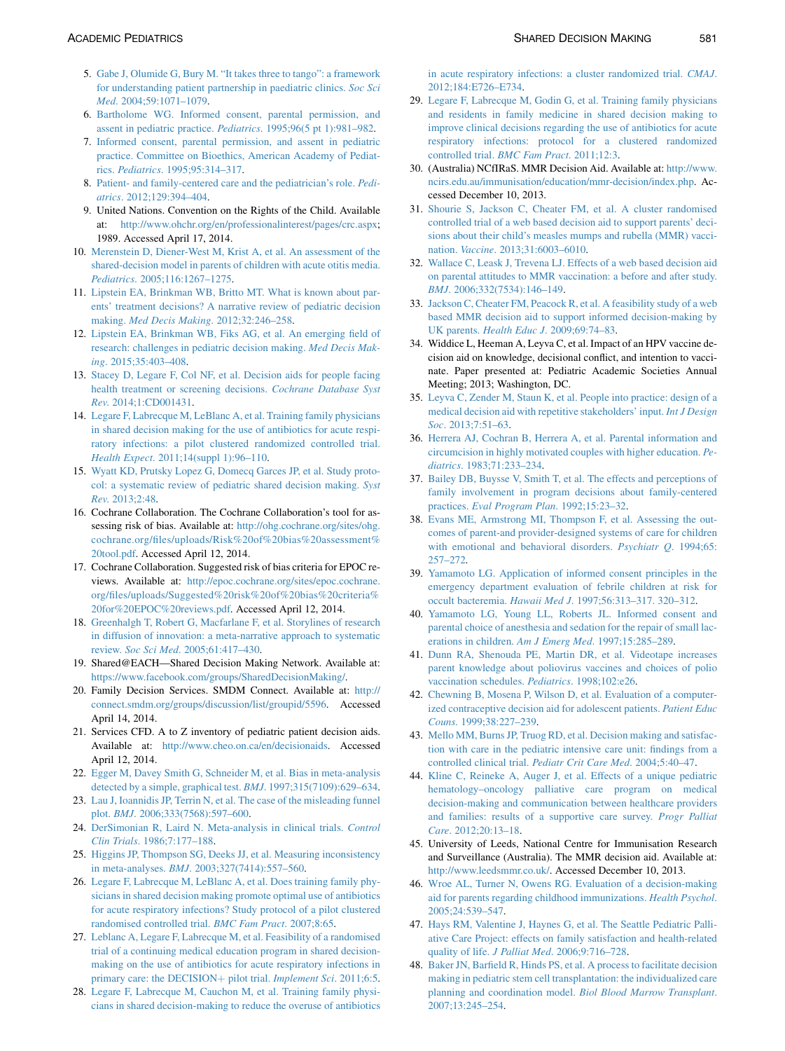5. Gabe J, Olumide G, Bury M. "It takes three to tango": a framework for understanding patient partnership in paediatric clinics. *Soc Sci Med*. 2004;59:1071–1079.
6. Bartholome WG. Informed consent, parental permission, and assent in pediatric practice. *Pediatrics*. 1995;96(5 pt 1):981–982.
7. Informed consent, parental permission, and assent in pediatric practice. Committee on Bioethics, American Academy of Pediatrics. *Pediatrics*. 1995;95:314–317.
8. Patient- and family-centered care and the pediatrician's role. *Pediatrics*. 2012;129:394–404.
9. United Nations. Convention on the Rights of the Child. Available at: http://www.ohchr.org/en/professionalinterest/pages/crc.aspx; 1989. Accessed April 17, 2014.
10. Merenstein D, Diener-West M, Krist A, et al. An assessment of the shared-decision model in parents of children with acute otitis media. *Pediatrics*. 2005;116:1267–1275.
11. Lipstein EA, Brinkman WB, Britto MT. What is known about parents' treatment decisions? A narrative review of pediatric decision making. *Med Decis Making*. 2012;32:246–258.
12. Lipstein EA, Brinkman WB, Fiks AG, et al. An emerging field of research: challenges in pediatric decision making. *Med Decis Making*. 2015;35:403–408.
13. Stacey D, Legare F, Col NF, et al. Decision aids for people facing health treatment or screening decisions. *Cochrane Database Syst Rev*. 2014;1:CD001431.
14. Legare F, Labrecque M, LeBlanc A, et al. Training family physicians in shared decision making for the use of antibiotics for acute respiratory infections: a pilot clustered randomized controlled trial. *Health Expect*. 2011;14(suppl 1):96–110.
15. Wyatt KD, Prutsky Lopez G, Domecq Garces JP, et al. Study protocol: a systematic review of pediatric shared decision making. *Syst Rev*. 2013;2:48.
16. Cochrane Collaboration. The Cochrane Collaboration's tool for assessing risk of bias. Available at: http://ohg.cochrane.org/sites/ohg.cochrane.org/files/uploads/Risk%20of%20bias%20assessment%20tool.pdf. Accessed April 12, 2014.
17. Cochrane Collaboration. Suggested risk of bias criteria for EPOC reviews. Available at: http://epoc.cochrane.org/sites/epoc.cochrane.org/files/uploads/Suggested%20risk%20of%20bias%20criteria%20for%20EPOC%20reviews.pdf. Accessed April 12, 2014.
18. Greenhalgh T, Robert G, Macfarlane F, et al. Storylines of research in diffusion of innovation: a meta-narrative approach to systematic review. *Soc Sci Med*. 2005;61:417–430.
19. Shared@EACH—Shared Decision Making Network. Available at: https://www.facebook.com/groups/SharedDecisionMaking/.
20. Family Decision Services. SMDM Connect. Available at: http://connect.smdm.org/groups/discussion/list/groupid/5596. Accessed April 14, 2014.
21. Services CFD. A to Z inventory of pediatric patient decision aids. Available at: http://www.cheo.on.ca/en/decisionaids. Accessed April 12, 2014.
22. Egger M, Davey Smith G, Schneider M, et al. Bias in meta-analysis detected by a simple, graphical test. *BMJ*. 1997;315(7109):629–634.
23. Lau J, Ioannidis JP, Terrin N, et al. The case of the misleading funnel plot. *BMJ*. 2006;333(7568):597–600.
24. DerSimonian R, Laird N. Meta-analysis in clinical trials. *Control Clin Trials*. 1986;7:177–188.
25. Higgins JP, Thompson SG, Deeks JJ, et al. Measuring inconsistency in meta-analyses. *BMJ*. 2003;327(7414):557–560.
26. Legare F, Labrecque M, LeBlanc A, et al. Does training family physicians in shared decision making promote optimal use of antibiotics for acute respiratory infections? Study protocol of a pilot clustered randomised controlled trial. *BMC Fam Pract*. 2007;8:65.
27. Leblanc A, Legare F, Labrecque M, et al. Feasibility of a randomised trial of a continuing medical education program in shared decision-making on the use of antibiotics for acute respiratory infections in primary care: the DECISION+ pilot trial. *Implement Sci*. 2011;6:5.
28. Legare F, Labrecque M, Cauchon M, et al. Training family physicians in shared decision-making to reduce the overuse of antibiotics in acute respiratory infections: a cluster randomized trial. *CMAJ*. 2012;184:E726–E734.
29. Legare F, Labrecque M, Godin G, et al. Training family physicians and residents in family medicine in shared decision making to improve clinical decisions regarding the use of antibiotics for acute respiratory infections: protocol for a clustered randomized controlled trial. *BMC Fam Pract*. 2011;12:3.
30. (Australia) NCfIRaS. MMR Decision Aid. Available at: http://www.ncirs.edu.au/immunisation/education/mmr-decision/index.php. Accessed December 10, 2013.
31. Shourie S, Jackson C, Cheater FM, et al. A cluster randomised controlled trial of a web based decision aid to support parents' decisions about their child's measles mumps and rubella (MMR) vaccination. *Vaccine*. 2013;31:6003–6010.
32. Wallace C, Leask J, Trevena LJ. Effects of a web based decision aid on parental attitudes to MMR vaccination: a before and after study. *BMJ*. 2006;332(7534):146–149.
33. Jackson C, Cheater FM, Peacock R, et al. A feasibility study of a web based MMR decision aid to support informed decision-making by UK parents. *Health Educ J*. 2009;69:74–83.
34. Widdice L, Heeman A, Leyva C, et al. Impact of an HPV vaccine decision aid on knowledge, decisional conflict, and intention to vaccinate. Paper presented at: Pediatric Academic Societies Annual Meeting; 2013; Washington, DC.
35. Leyva C, Zender M, Staun K, et al. People into practice: design of a medical decision aid with repetitive stakeholders' input. *Int J Design Soc*. 2013;7:51–63.
36. Herrera AJ, Cochran B, Herrera A, et al. Parental information and circumcision in highly motivated couples with higher education. *Pediatrics*. 1983;71:233–234.
37. Bailey DB, Buysse V, Smith T, et al. The effects and perceptions of family involvement in program decisions about family-centered practices. *Eval Program Plan*. 1992;15:23–32.
38. Evans ME, Armstrong MI, Thompson F, et al. Assessing the outcomes of parent-and provider-designed systems of care for children with emotional and behavioral disorders. *Psychiatr Q*. 1994;65:257–272.
39. Yamamoto LG. Application of informed consent principles in the emergency department evaluation of febrile children at risk for occult bacteremia. *Hawaii Med J*. 1997;56:313–317. 320–312.
40. Yamamoto LG, Young LL, Roberts JL. Informed consent and parental choice of anesthesia and sedation for the repair of small lacerations in children. *Am J Emerg Med*. 1997;15:285–289.
41. Dunn RA, Shenouda PE, Martin DR, et al. Videotape increases parent knowledge about poliovirus vaccines and choices of polio vaccination schedules. *Pediatrics*. 1998;102:e26.
42. Chewning B, Mosena P, Wilson D, et al. Evaluation of a computerized contraceptive decision aid for adolescent patients. *Patient Educ Couns*. 1999;38:227–239.
43. Mello MM, Burns JP, Truog RD, et al. Decision making and satisfaction with care in the pediatric intensive care unit: findings from a controlled clinical trial. *Pediatr Crit Care Med*. 2004;5:40–47.
44. Kline C, Reineke A, Auger J, et al. Effects of a unique pediatric hematology–oncology palliative care program on medical decision-making and communication between healthcare providers and families: results of a supportive care survey. *Progr Palliat Care*. 2012;20:13–18.
45. University of Leeds, National Centre for Immunisation Research and Surveillance (Australia). The MMR decision aid. Available at: http://www.leedsmmr.co.uk/. Accessed December 10, 2013.
46. Wroe AL, Turner N, Owens RG. Evaluation of a decision-making aid for parents regarding childhood immunizations. *Health Psychol*. 2005;24:539–547.
47. Hays RM, Valentine J, Haynes G, et al. The Seattle Pediatric Palliative Care Project: effects on family satisfaction and health-related quality of life. *J Palliat Med*. 2006;9:716–728.
48. Baker JN, Barfield R, Hinds PS, et al. A process to facilitate decision making in pediatric stem cell transplantation: the individualized care planning and coordination model. *Biol Blood Marrow Transplant*. 2007;13:245–254.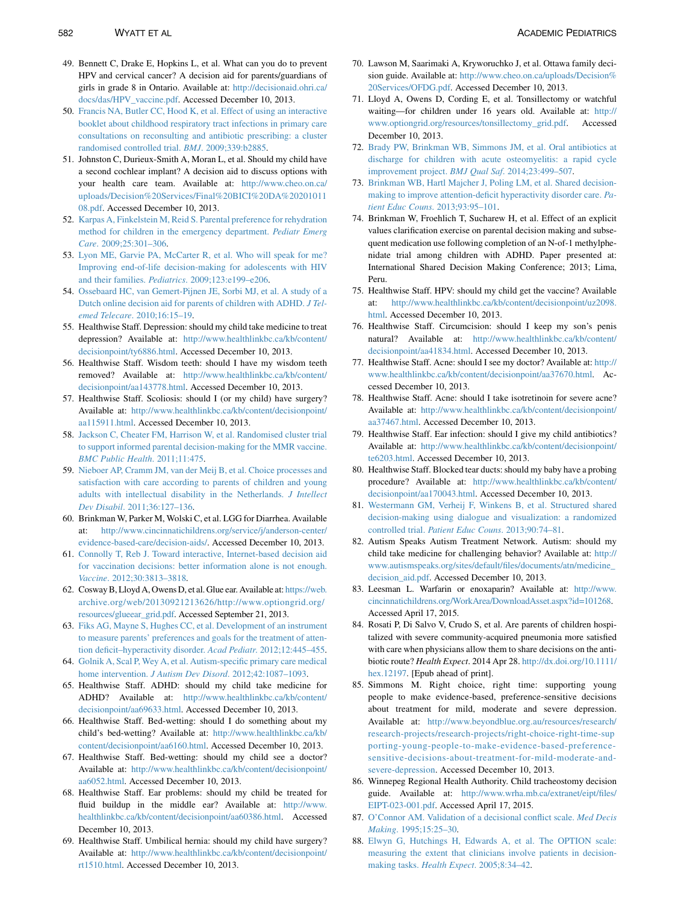49. Bennett C, Drake E, Hopkins L, et al. What can you do to prevent HPV and cervical cancer? A decision aid for parents/guardians of girls in grade 8 in Ontario. Available at: http://decisionaid.ohri.ca/docs/das/HPV_vaccine.pdf. Accessed December 10, 2013.
50. Francis NA, Butler CC, Hood K, et al. Effect of using an interactive booklet about childhood respiratory tract infections in primary care consultations on reconsulting and antibiotic prescribing: a cluster randomised controlled trial. *BMJ*. 2009;339:b2885.
51. Johnston C, Durieux-Smith A, Moran L, et al. Should my child have a second cochlear implant? A decision aid to discuss options with your health care team. Available at: http://www.cheo.on.ca/uploads/Decision%20Services/Final%20BICI%20DA%2020101108.pdf. Accessed December 10, 2013.
52. Karpas A, Finkelstein M, Reid S. Parental preference for rehydration method for children in the emergency department. *Pediatr Emerg Care*. 2009;25:301–306.
53. Lyon ME, Garvie PA, McCarter R, et al. Who will speak for me? Improving end-of-life decision-making for adolescents with HIV and their families. *Pediatrics*. 2009;123:e199–e206.
54. Ossebaard HC, van Gemert-Pijnen JE, Sorbi MJ, et al. A study of a Dutch online decision aid for parents of children with ADHD. *J Telemed Telecare*. 2010;16:15–19.
55. Healthwise Staff. Depression: should my child take medicine to treat depression? Available at: http://www.healthlinkbc.ca/kb/content/decisionpoint/ty6886.html. Accessed December 10, 2013.
56. Healthwise Staff. Wisdom teeth: should I have my wisdom teeth removed? Available at: http://www.healthlinkbc.ca/kb/content/decisionpoint/aa143778.html. Accessed December 10, 2013.
57. Healthwise Staff. Scoliosis: should I (or my child) have surgery? Available at: http://www.healthlinkbc.ca/kb/content/decisionpoint/aa115911.html. Accessed December 10, 2013.
58. Jackson C, Cheater FM, Harrison W, et al. Randomised cluster trial to support informed parental decision-making for the MMR vaccine. *BMC Public Health*. 2011;11:475.
59. Nieboer AP, Cramm JM, van der Meij B, et al. Choice processes and satisfaction with care according to parents of children and young adults with intellectual disability in the Netherlands. *J Intellect Dev Disabil*. 2011;36:127–136.
60. Brinkman W, Parker M, Wolski C, et al. LGG for Diarrhea. Available at: http://www.cincinnatichildrens.org/service/j/anderson-center/evidence-based-care/decision-aids/. Accessed December 10, 2013.
61. Connolly T, Reb J. Toward interactive, Internet-based decision aid for vaccination decisions: better information alone is not enough. *Vaccine*. 2012;30:3813–3818.
62. Cosway B, Lloyd A, Owens D, et al. Glue ear. Available at: https://web.archive.org/web/20130921213626/http://www.optiongrid.org/resources/glueear_grid.pdf. Accessed September 21, 2013.
63. Fiks AG, Mayne S, Hughes CC, et al. Development of an instrument to measure parents' preferences and goals for the treatment of attention deficit–hyperactivity disorder. *Acad Pediatr*. 2012;12:445–455.
64. Golnik A, Scal P, Wey A, et al. Autism-specific primary care medical home intervention. *J Autism Dev Disord*. 2012;42:1087–1093.
65. Healthwise Staff. ADHD: should my child take medicine for ADHD? Available at: http://www.healthlinkbc.ca/kb/content/decisionpoint/aa69633.html. Accessed December 10, 2013.
66. Healthwise Staff. Bed-wetting: should I do something about my child's bed-wetting? Available at: http://www.healthlinkbc.ca/kb/content/decisionpoint/aa6160.html. Accessed December 10, 2013.
67. Healthwise Staff. Bed-wetting: should my child see a doctor? Available at: http://www.healthlinkbc.ca/kb/content/decisionpoint/aa6052.html. Accessed December 10, 2013.
68. Healthwise Staff. Ear problems: should my child be treated for fluid buildup in the middle ear? Available at: http://www.healthlinkbc.ca/kb/content/decisionpoint/aa60386.html. Accessed December 10, 2013.
69. Healthwise Staff. Umbilical hernia: should my child have surgery? Available at: http://www.healthlinkbc.ca/kb/content/decisionpoint/rt1510.html. Accessed December 10, 2013.
70. Lawson M, Saarimaki A, Kryworuchko J, et al. Ottawa family decision guide. Available at: http://www.cheo.on.ca/uploads/Decision%20Services/OFDG.pdf. Accessed December 10, 2013.
71. Lloyd A, Owens D, Cording E, et al. Tonsillectomy or watchful waiting—for children under 16 years old. Available at: http://www.optiongrid.org/resources/tonsillectomy_grid.pdf. Accessed December 10, 2013.
72. Brady PW, Brinkman WB, Simmons JM, et al. Oral antibiotics at discharge for children with acute osteomyelitis: a rapid cycle improvement project. *BMJ Qual Saf*. 2014;23:499–507.
73. Brinkman WB, Hartl Majcher J, Poling LM, et al. Shared decision-making to improve attention-deficit hyperactivity disorder care. *Patient Educ Couns*. 2013;93:95–101.
74. Brinkman W, Froehlich T, Sucharew H, et al. Effect of an explicit values clarification exercise on parental decision making and subsequent medication use following completion of an N-of-1 methylphenidate trial among children with ADHD. Paper presented at: International Shared Decision Making Conference; 2013; Lima, Peru.
75. Healthwise Staff. HPV: should my child get the vaccine? Available at: http://www.healthlinkbc.ca/kb/content/decisionpoint/uz2098.html. Accessed December 10, 2013.
76. Healthwise Staff. Circumcision: should I keep my son's penis natural? Available at: http://www.healthlinkbc.ca/kb/content/decisionpoint/aa41834.html. Accessed December 10, 2013.
77. Healthwise Staff. Acne: should I see my doctor? Available at: http://www.healthlinkbc.ca/kb/content/decisionpoint/aa37670.html. Accessed December 10, 2013.
78. Healthwise Staff. Acne: should I take isotretinoin for severe acne? Available at: http://www.healthlinkbc.ca/kb/content/decisionpoint/aa37467.html. Accessed December 10, 2013.
79. Healthwise Staff. Ear infection: should I give my child antibiotics? Available at: http://www.healthlinkbc.ca/kb/content/decisionpoint/te6203.html. Accessed December 10, 2013.
80. Healthwise Staff. Blocked tear ducts: should my baby have a probing procedure? Available at: http://www.healthlinkbc.ca/kb/content/decisionpoint/aa170043.html. Accessed December 10, 2013.
81. Westermann GM, Verheij F, Winkens B, et al. Structured shared decision-making using dialogue and visualization: a randomized controlled trial. *Patient Educ Couns*. 2013;90:74–81.
82. Autism Speaks Autism Treatment Network. Autism: should my child take medicine for challenging behavior? Available at: http://www.autismspeaks.org/sites/default/files/documents/atn/medicine_decision_aid.pdf. Accessed December 10, 2013.
83. Leesman L. Warfarin or enoxaparin? Available at: http://www.cincinnatichildrens.org/WorkArea/DownloadAsset.aspx?id=101268. Accessed April 17, 2015.
84. Rosati P, Di Salvo V, Crudo S, et al. Are parents of children hospitalized with severe community-acquired pneumonia more satisfied with care when physicians allow them to share decisions on the antibiotic route? *Health Expect*. 2014 Apr 28. http://dx.doi.org/10.1111/hex.12197. [Epub ahead of print].
85. Simmons M. Right choice, right time: supporting young people to make evidence-based, preference-sensitive decisions about treatment for mild, moderate and severe depression. Available at: http://www.beyondblue.org.au/resources/research/research-projects/research-projects/right-choice-right-time-supporting-young-people-to-make-evidence-based-preference-sensitive-decisions-about-treatment-for-mild-moderate-and-severe-depression. Accessed December 10, 2013.
86. Winnepeg Regional Health Authority. Child tracheostomy decision guide. Available at: http://www.wrha.mb.ca/extranet/eipt/files/EIPT-023-001.pdf. Accessed April 17, 2015.
87. O'Connor AM. Validation of a decisional conflict scale. *Med Decis Making*. 1995;15:25–30.
88. Elwyn G, Hutchings H, Edwards A, et al. The OPTION scale: measuring the extent that clinicians involve patients in decision-making tasks. *Health Expect*. 2005;8:34–42.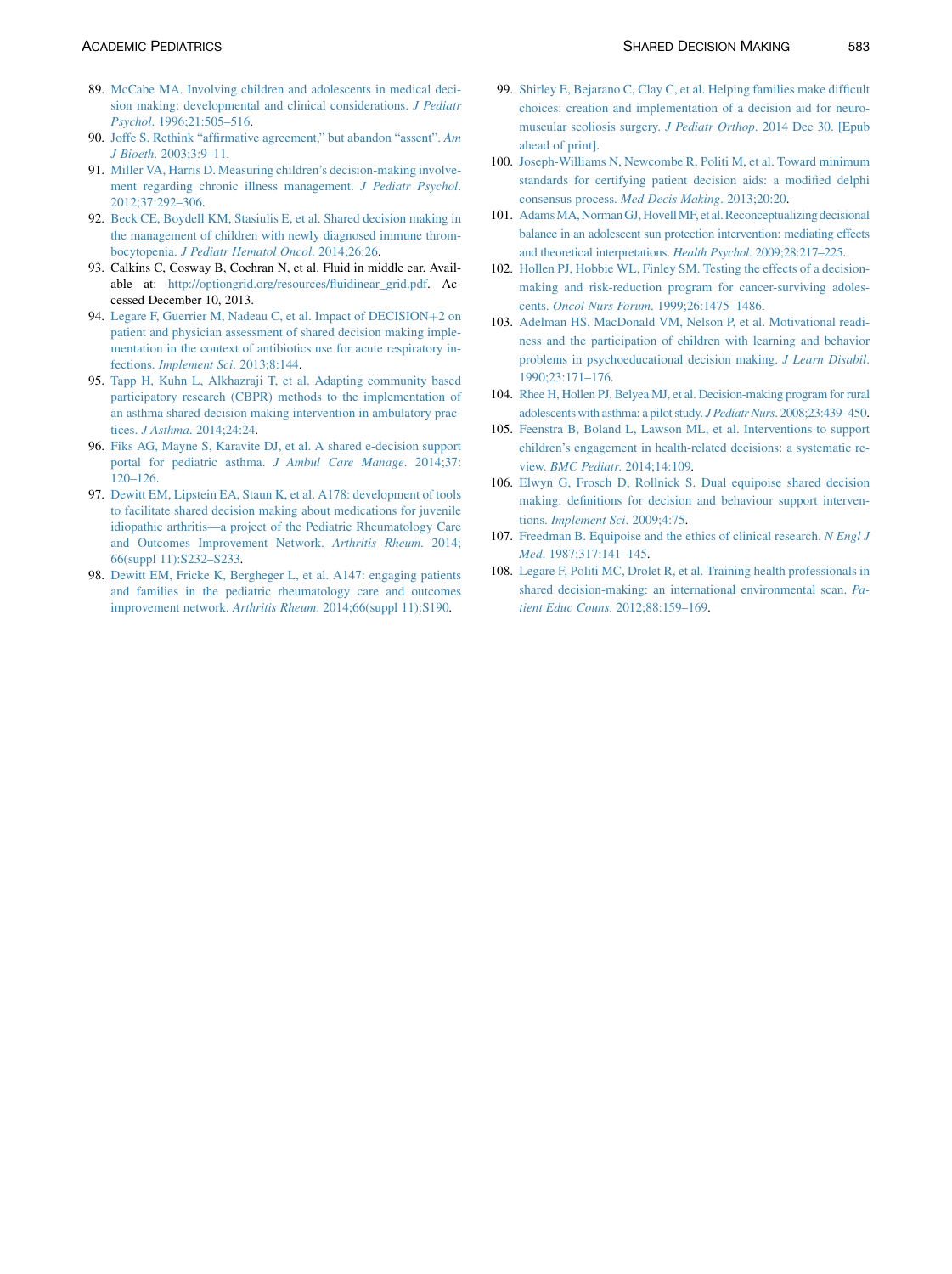89. McCabe MA. Involving children and adolescents in medical decision making: developmental and clinical considerations. *J Pediatr Psychol*. 1996;21:505–516.
90. Joffe S. Rethink "affirmative agreement," but abandon "assent". *Am J Bioeth*. 2003;3:9–11.
91. Miller VA, Harris D. Measuring children's decision-making involvement regarding chronic illness management. *J Pediatr Psychol*. 2012;37:292–306.
92. Beck CE, Boydell KM, Stasiulis E, et al. Shared decision making in the management of children with newly diagnosed immune thrombocytopenia. *J Pediatr Hematol Oncol*. 2014;26:26.
93. Calkins C, Cosway B, Cochran N, et al. Fluid in middle ear. Available at: http://optiongrid.org/resources/fluidinear_grid.pdf. Accessed December 10, 2013.
94. Legare F, Guerrier M, Nadeau C, et al. Impact of DECISION+2 on patient and physician assessment of shared decision making implementation in the context of antibiotics use for acute respiratory infections. *Implement Sci*. 2013;8:144.
95. Tapp H, Kuhn L, Alkhazraji T, et al. Adapting community based participatory research (CBPR) methods to the implementation of an asthma shared decision making intervention in ambulatory practices. *J Asthma*. 2014;24:24.
96. Fiks AG, Mayne S, Karavite DJ, et al. A shared e-decision support portal for pediatric asthma. *J Ambul Care Manage*. 2014;37:120–126.
97. Dewitt EM, Lipstein EA, Staun K, et al. A178: development of tools to facilitate shared decision making about medications for juvenile idiopathic arthritis—a project of the Pediatric Rheumatology Care and Outcomes Improvement Network. *Arthritis Rheum*. 2014;66(suppl 11):S232–S233.
98. Dewitt EM, Fricke K, Bergheger L, et al. A147: engaging patients and families in the pediatric rheumatology care and outcomes improvement network. *Arthritis Rheum*. 2014;66(suppl 11):S190.
99. Shirley E, Bejarano C, Clay C, et al. Helping families make difficult choices: creation and implementation of a decision aid for neuromuscular scoliosis surgery. *J Pediatr Orthop*. 2014 Dec 30. [Epub ahead of print].
100. Joseph-Williams N, Newcombe R, Politi M, et al. Toward minimum standards for certifying patient decision aids: a modified delphi consensus process. *Med Decis Making*. 2013;20:20.
101. Adams MA, Norman GJ, Hovell MF, et al. Reconceptualizing decisional balance in an adolescent sun protection intervention: mediating effects and theoretical interpretations. *Health Psychol*. 2009;28:217–225.
102. Hollen PJ, Hobbie WL, Finley SM. Testing the effects of a decision-making and risk-reduction program for cancer-surviving adolescents. *Oncol Nurs Forum*. 1999;26:1475–1486.
103. Adelman HS, MacDonald VM, Nelson P, et al. Motivational readiness and the participation of children with learning and behavior problems in psychoeducational decision making. *J Learn Disabil*. 1990;23:171–176.
104. Rhee H, Hollen PJ, Belyea MJ, et al. Decision-making program for rural adolescents with asthma: a pilot study. *J Pediatr Nurs*. 2008;23:439–450.
105. Feenstra B, Boland L, Lawson ML, et al. Interventions to support children's engagement in health-related decisions: a systematic review. *BMC Pediatr*. 2014;14:109.
106. Elwyn G, Frosch D, Rollnick S. Dual equipoise shared decision making: definitions for decision and behaviour support interventions. *Implement Sci*. 2009;4:75.
107. Freedman B. Equipoise and the ethics of clinical research. *N Engl J Med*. 1987;317:141–145.
108. Legare F, Politi MC, Drolet R, et al. Training health professionals in shared decision-making: an international environmental scan. *Patient Educ Couns*. 2012;88:159–169.